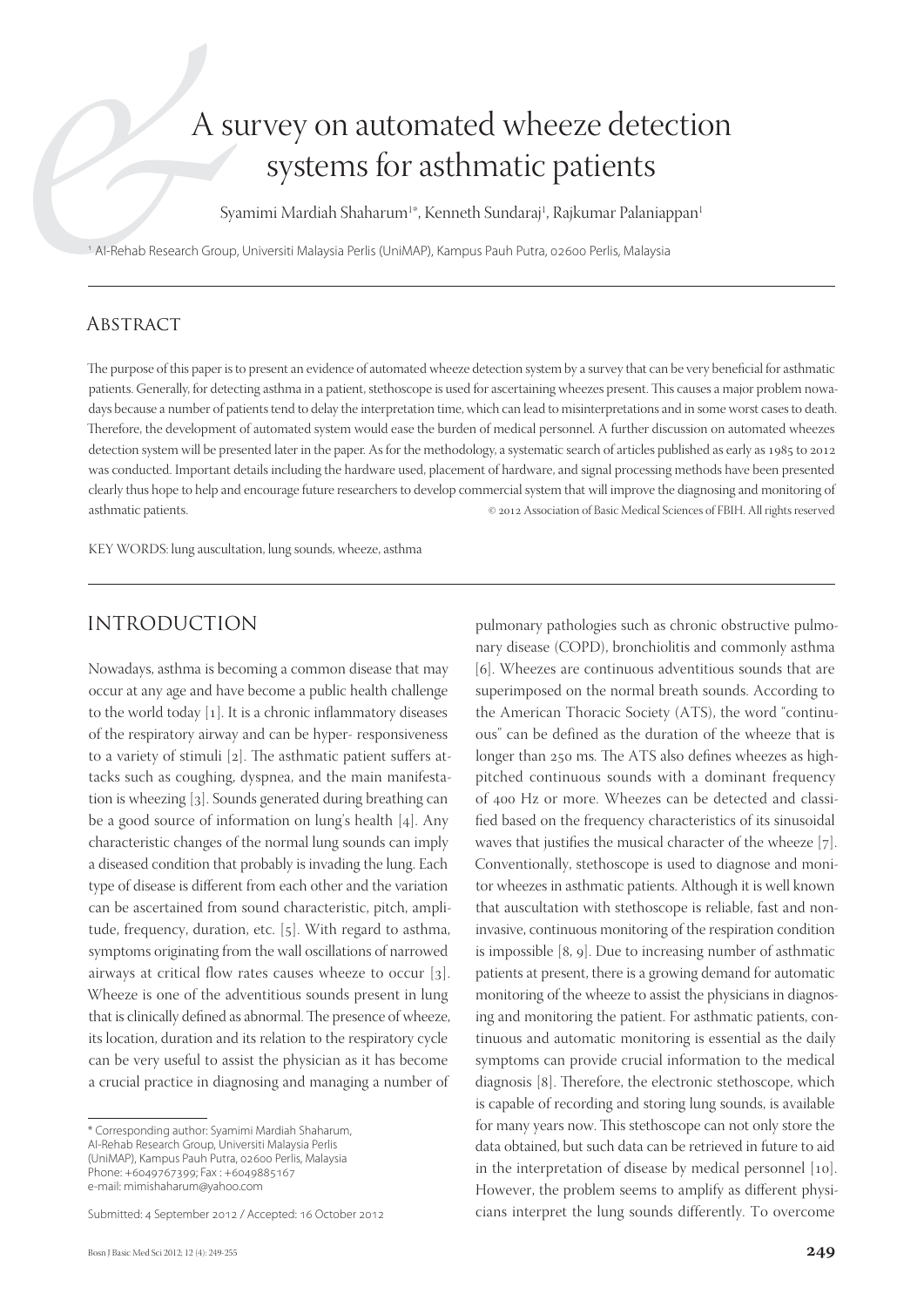# A survey on automated wheeze detection systems for asthmatic patients

Syamimi Mardiah Shaharum[1*], Kenneth Sundaraj[1], Rajkumar Palaniappan[1]

[1] AI-Rehab Research Group, Universiti Malaysia Perlis (UniMAP), Kampus Pauh Putra, 02600 Perlis, Malaysia

## Abstract

The purpose of this paper is to present an evidence of automated wheeze detection system by a survey that can be very beneficial for asthmatic patients. Generally, for detecting asthma in a patient, stethoscope is used for ascertaining wheezes present. This causes a major problem nowadays because a number of patients tend to delay the interpretation time, which can lead to misinterpretations and in some worst cases to death. Therefore, the development of automated system would ease the burden of medical personnel. A further discussion on automated wheezes detection system will be presented later in the paper. As for the methodology, a systematic search of articles published as early as 1985 to 2012 was conducted. Important details including the hardware used, placement of hardware, and signal processing methods have been presented clearly thus hope to help and encourage future researchers to develop commercial system that will improve the diagnosing and monitoring of asthmatic patients. © 2012 Association of Basic Medical Sciences of FBIH. All rights reserved

KEY WORDS: lung auscultation, lung sounds, wheeze, asthma

## INTRODUCTION

Nowadays, asthma is becoming a common disease that may occur at any age and have become a public health challenge to the world today [1]. It is a chronic inflammatory diseases of the respiratory airway and can be hyper- responsiveness to a variety of stimuli [2]. The asthmatic patient suffers attacks such as coughing, dyspnea, and the main manifestation is wheezing [3]. Sounds generated during breathing can be a good source of information on lung's health [4]. Any characteristic changes of the normal lung sounds can imply a diseased condition that probably is invading the lung. Each type of disease is different from each other and the variation can be ascertained from sound characteristic, pitch, amplitude, frequency, duration, etc. [5]. With regard to asthma, symptoms originating from the wall oscillations of narrowed airways at critical flow rates causes wheeze to occur [3]. Wheeze is one of the adventitious sounds present in lung that is clinically defined as abnormal. The presence of wheeze, its location, duration and its relation to the respiratory cycle can be very useful to assist the physician as it has become a crucial practice in diagnosing and managing a number of pulmonary pathologies such as chronic obstructive pulmonary disease (COPD), bronchiolitis and commonly asthma [6]. Wheezes are continuous adventitious sounds that are superimposed on the normal breath sounds. According to the American Thoracic Society (ATS), the word "continuous" can be defined as the duration of the wheeze that is longer than 250 ms. The ATS also defines wheezes as high-pitched continuous sounds with a dominant frequency of 400 Hz or more. Wheezes can be detected and classified based on the frequency characteristics of its sinusoidal waves that justifies the musical character of the wheeze [7]. Conventionally, stethoscope is used to diagnose and monitor wheezes in asthmatic patients. Although it is well known that auscultation with stethoscope is reliable, fast and non-invasive, continuous monitoring of the respiration condition is impossible [8, 9]. Due to increasing number of asthmatic patients at present, there is a growing demand for automatic monitoring of the wheeze to assist the physicians in diagnosing and monitoring the patient. For asthmatic patients, continuous and automatic monitoring is essential as the daily symptoms can provide crucial information to the medical diagnosis [8]. Therefore, the electronic stethoscope, which is capable of recording and storing lung sounds, is available for many years now. This stethoscope can not only store the data obtained, but such data can be retrieved in future to aid in the interpretation of disease by medical personnel [10]. However, the problem seems to amplify as different physicians interpret the lung sounds differently. To overcome

\* Corresponding author: Syamimi Mardiah Shaharum, AI-Rehab Research Group, Universiti Malaysia Perlis (UniMAP), Kampus Pauh Putra, 02600 Perlis, Malaysia
Phone: +6049767399; Fax : +6049885167
e-mail: mimishaharum@yahoo.com

Submitted: 4 September 2012 / Accepted: 16 October 2012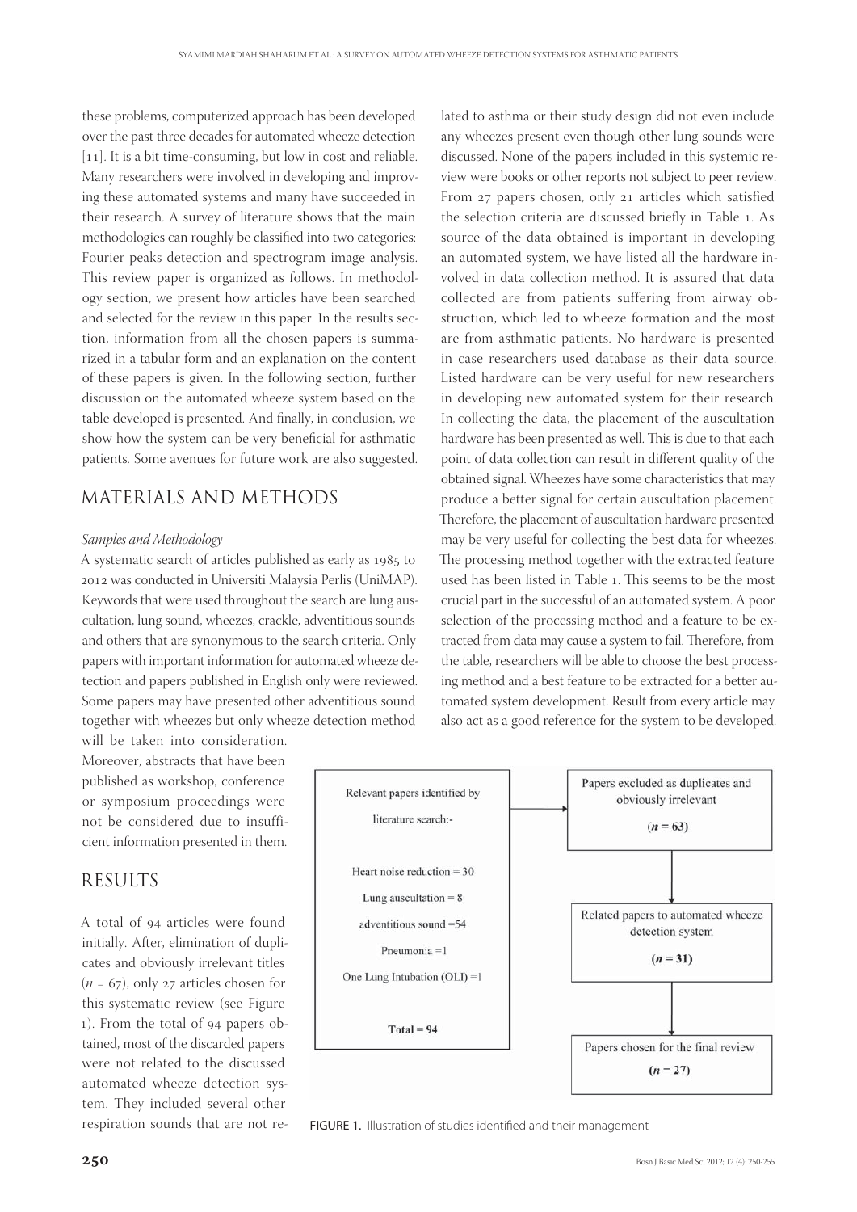these problems, computerized approach has been developed over the past three decades for automated wheeze detection [11]. It is a bit time-consuming, but low in cost and reliable. Many researchers were involved in developing and improving these automated systems and many have succeeded in their research. A survey of literature shows that the main methodologies can roughly be classified into two categories: Fourier peaks detection and spectrogram image analysis. This review paper is organized as follows. In methodology section, we present how articles have been searched and selected for the review in this paper. In the results section, information from all the chosen papers is summarized in a tabular form and an explanation on the content of these papers is given. In the following section, further discussion on the automated wheeze system based on the table developed is presented. And finally, in conclusion, we show how the system can be very beneficial for asthmatic patients. Some avenues for future work are also suggested.

## MATERIALS AND METHODS

*Samples and Methodology*

A systematic search of articles published as early as 1985 to 2012 was conducted in Universiti Malaysia Perlis (UniMAP). Keywords that were used throughout the search are lung auscultation, lung sound, wheezes, crackle, adventitious sounds and others that are synonymous to the search criteria. Only papers with important information for automated wheeze detection and papers published in English only were reviewed. Some papers may have presented other adventitious sound together with wheezes but only wheeze detection method will be taken into consideration. Moreover, abstracts that have been published as workshop, conference or symposium proceedings were not be considered due to insufficient information presented in them.

## RESULTS

A total of 94 articles were found initially. After, elimination of duplicates and obviously irrelevant titles ($n$ = 67), only 27 articles chosen for this systematic review (see Figure 1). From the total of 94 papers obtained, most of the discarded papers were not related to the discussed automated wheeze detection system. They included several other respiration sounds that are not related to asthma or their study design did not even include any wheezes present even though other lung sounds were discussed. None of the papers included in this systemic review were books or other reports not subject to peer review. From 27 papers chosen, only 21 articles which satisfied the selection criteria are discussed briefly in Table 1. As source of the data obtained is important in developing an automated system, we have listed all the hardware involved in data collection method. It is assured that data collected are from patients suffering from airway obstruction, which led to wheeze formation and the most are from asthmatic patients. No hardware is presented in case researchers used database as their data source. Listed hardware can be very useful for new researchers in developing new automated system for their research. In collecting the data, the placement of the auscultation hardware has been presented as well. This is due to that each point of data collection can result in different quality of the obtained signal. Wheezes have some characteristics that may produce a better signal for certain auscultation placement. Therefore, the placement of auscultation hardware presented may be very useful for collecting the best data for wheezes. The processing method together with the extracted feature used has been listed in Table 1. This seems to be the most crucial part in the successful of an automated system. A poor selection of the processing method and a feature to be extracted from data may cause a system to fail. Therefore, from the table, researchers will be able to choose the best processing method and a best feature to be extracted for a better automated system development. Result from every article may also act as a good reference for the system to be developed.

Relevant papers identified by literature search:-
Heart noise reduction = 30
Lung auscultation = 8
adventitious sound = 54
Pneumonia = 1
One Lung Intubation (OLI) = 1
Total = 94

Papers excluded as duplicates and obviously irrelevant (**n = 63**)

Related papers to automated wheeze detection system (**n = 31**)

Papers chosen for the final review (**n = 27**)

FIGURE 1. Illustration of studies identified and their management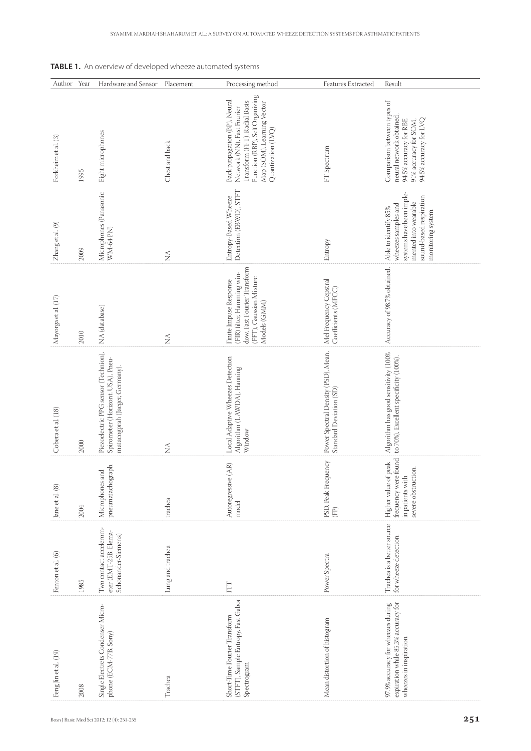**TABLE 1.** An overview of developed wheeze automated systems

| Author | Year | Hardware and Sensor | Placement | Processing method | Features Extracted | Result |
|---|---|---|---|---|---|---|
| Forkheim et al. (3) | 1995 | Eight microphones | Chest and back | Back propagation (BP), Neural Network (NN), Fast Fourier Transform (FFT), Radial Basis Function (RBF), Self Organizing Map (SOM), Learning Vector Quantization (LVQ) | FT Spectrum | Comparison between types of neural network obtained. 94.5% accuracy for RBF, 91% accuracy for SOM, 94.5% accuracy for LVQ |
| Zhang et al. (9) | 2009 | Microphones (Panasonic WM-64 PN) | NA | Entropy-Based Wheeze Detection (EBWD), STFT | Entropy | Able to identify 85% wheezes samples and systems have been implemented into wearable sound-based respiration monitoring system. |
| Mayorga et al. (17) | 2010 | NA (database) | NA | Finite Impulse Response (FIR) filter, Hamming window, Fast Fourier Transform (FFT), Gaussian Mixture Models (GMM) | Mel Frequency Cepstral Coefficients (MFCC) | Accuracy of 98.7% obtained. |
| Cobera et al. (18) | 2000 | Piezoelectric PPG sensor (Technion), Spirometer (Horizont, USA), Pneumatacograh (Jaeger, Germany). | NA | Local Adaptive Wheezes Detection Algorithm (LAWDA), Hanning Window | Power Spectral Density (PSD), Mean, Standard Deviation (SD) | Algorithm has good sensitivity (100% to 70%). Excellent specificity (100%). |
| Jane et al. (8) | 2004 | Microphones and pneumatachograph | trachea | Autoregressive (AR) model | PSD, Peak Frequency (FP) | Higher value of peak frequency were found in patients with severe obstruction. |
| Fenton et al. (6) | 1985 | Two contact accelerometer (EMT-25B, Elema-Schonander-Siemens) | Lung and trachea | FFT | Power Spectra | Trachea is a better source for wheeze detection. |
| Feng Jin et al. (19) | 2008 | Single Electrets Condenser Microphone (ECM-77B, Sony) | Trachea | Short-Time Fourier Transform (STFT), Sample Entropy, Fast Gabor Spectrogram | Mean distortion of histogram | 97.9% accuracy for wheezes during expiration while 85.3% accuracy for wheezes in inspiration. |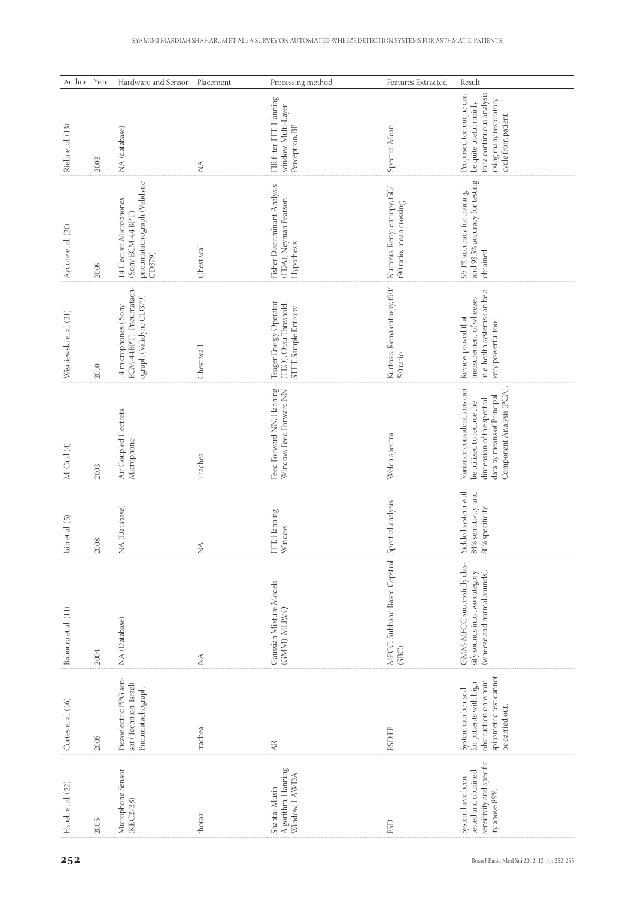| Author | Year | Hardware and Sensor | Placement | Processing method | Features Extracted | Result |
|---|---|---|---|---|---|---|
| Riella et al. (13) | 2003 | NA (database) | NA | FIR filter, FFT, Hanning window, Multi-Layer Perceptron, BP | Spectral Mean | Proposed technique can be quite useful mainly for a continuous analysis using many respiratory cycle from patient. |
| Aydore et al. (20) | 2009 | 14 Electret Microphones (Sony ECM-44 BPT), pneumatachograph (Validyne CD379) | Chest wall | Fisher Discriminant Analysis (FDA), Neyman Pearson Hypothesis | Kurtosis, Renyi entropy, f50/f90 ratio, mean crossing | 95.1% accuracy for training and 93.5% accuracy for testing obtained. |
| Wisniewski et al. (21) | 2010 | 14 microphones ( Sony ECM-44BPT), Pneumatachograph (Validyne CD379) | Chest wall | Teager Energy Operator (TEO), Otsu Threshold, STFT, Sample Entropy | Kurtosis, Renyi entropy, f50/f90 ratio | Review proved that measurement of wheezes in e-health systems can be a very powerful tool. |
| M. Oud (4) | 2003 | Air Coupled Electrets Microphone | Trachea | Feed Forward NN, Hanning Window, Feed Forward NN | Welch spectra | Variance considerations can be utilized to reduce the dimension of the spectral data by means of Principal Component Analysis (PCA). |
| Jain et al. (5) | 2008 | NA (Database) | NA | FFT, Hanning Window | Spectral analysis | Yielded system with 84% sensitivity, and 86% specificity. |
| Bahoura et al. (11) | 2004 | NA (Database) | NA | Gaussian Mixture Models (GMM), MLP,VQ | MFCC, Subband Based Cepstral (SBC) | GMM-MFCC successfully classify sounds into two category (wheeze and normal sounds). |
| Cortes et al. (16) | 2005 | Piezoelectric PPG sensor (Technion, Israel), Pneumatachograph | tracheal | AR | PSD,FP | System can be used for patients with high obstruction on whom spirometric test cannot be carried out. |
| Hsueh et al. (22) | 2005 | Microphone Sensor (KEC2738) | thorax | Shabtai-Musih Algorithm, Hanning Window, LAWDA | PSD | System have been tested and obtained sensitivity and specificity above 89%. |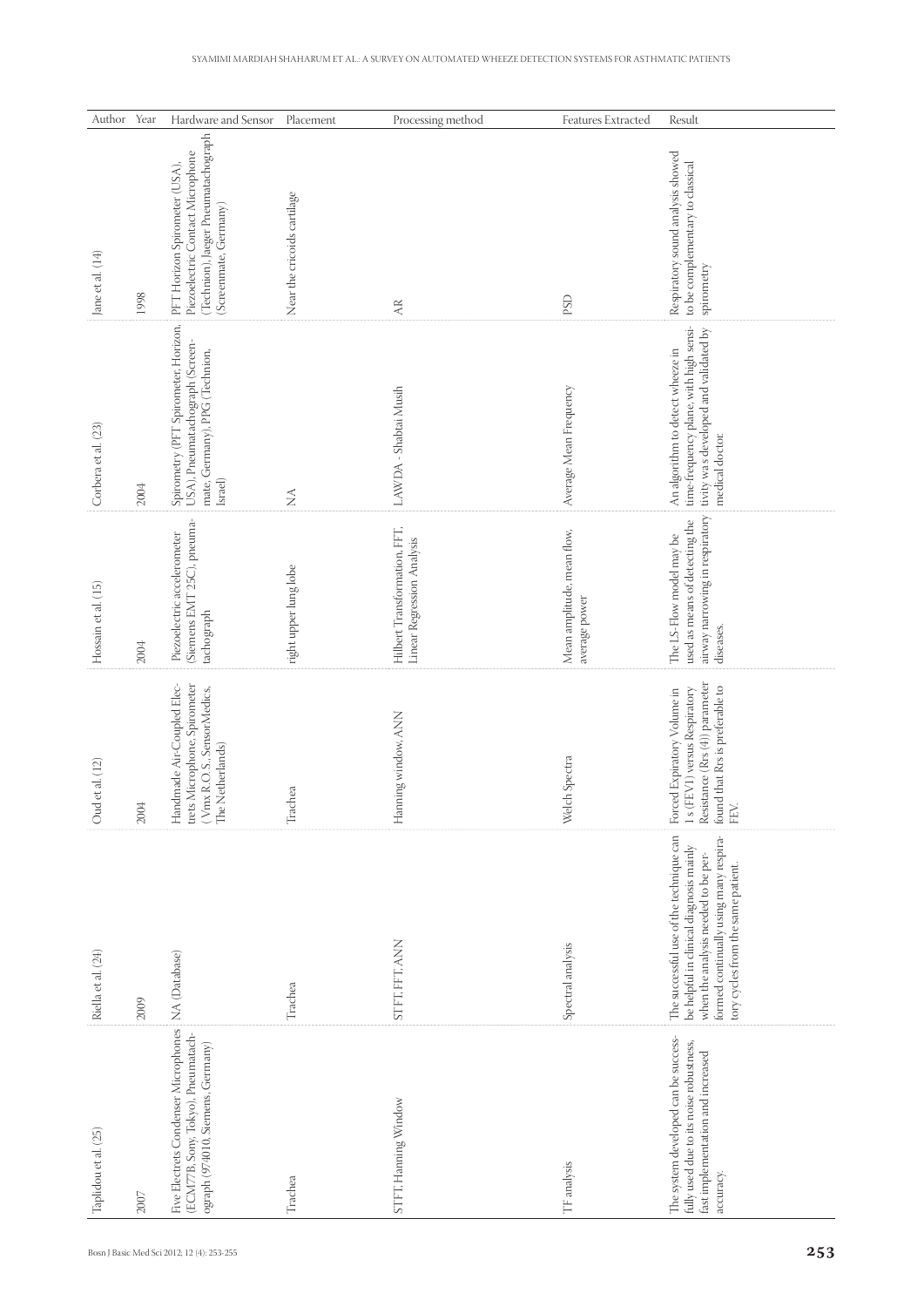| Author | Year | Hardware and Sensor | Placement | Processing method | Features Extracted | Result |
|---|---|---|---|---|---|---|
| Jane et al. (14) | 1998 | PFT Horizon Spirometer (USA), Piezoelectric Contact Microphone (Technion), Jaeger Pneumatachograph (Screenmate, Germany) | Near the cricoids cartilage | AR | PSD | Respiratory sound analysis showed to be complementary to classical spirometry |
| Corbera et al. (23) | 2004 | Spirometry (PFT Spirometer, Horizon, USA), Pneumatachograph (Screenmate, Germany), PPG (Technion, Israel) | NA | LAWDA - Shabtai Musih | Average Mean Frequency | An algorithm to detect wheeze in time-frequency plane, with high sensitivity was developed and validated by medical doctor. |
| Hossain et al. (15) | 2004 | Piezoelectric accelerometer (Siemens EMT 25C), pneumatachograph | right upper lung lobe | Hilbert Transformation, FFT, Linear Regression Analysis | Mean amplitude, mean flow, average power | The LS-Flow model may be used as means of detecting the airway narrowing in respiratory diseases. |
| Oud et al. (12) | 2004 | Handmade Air-Coupled Electrets Microphone, Spirometer (Vmx R.O.S., SensorMedics, The Netherlands) | Trachea | Hanning window, ANN | Welch Spectra | Forced Expiratory Volume in 1 s (FEV1) versus Respiratory Resistance (Rrs (4)) parameter found that Rrs is preferable to FEV. |
| Riella et al. (24) | 2009 | NA (Database) | Trachea | STFT, FFT, ANN | Spectral analysis | The successful use of the technique can be helpful in clinical diagnosis mainly when the analysis needed to be performed continually using many respiratory cycles from the same patient. |
| Taplidou et al. (25) | 2007 | Five Electrets Condenser Microphones (ECM77B, Sony, Tokyo), Pneumatachograph (974010, Siemens, Germany) | Trachea | STFT, Hanning Window | TF analysis | The system developed can be successfully used due to its noise robustness, fast implementation and increased accuracy. |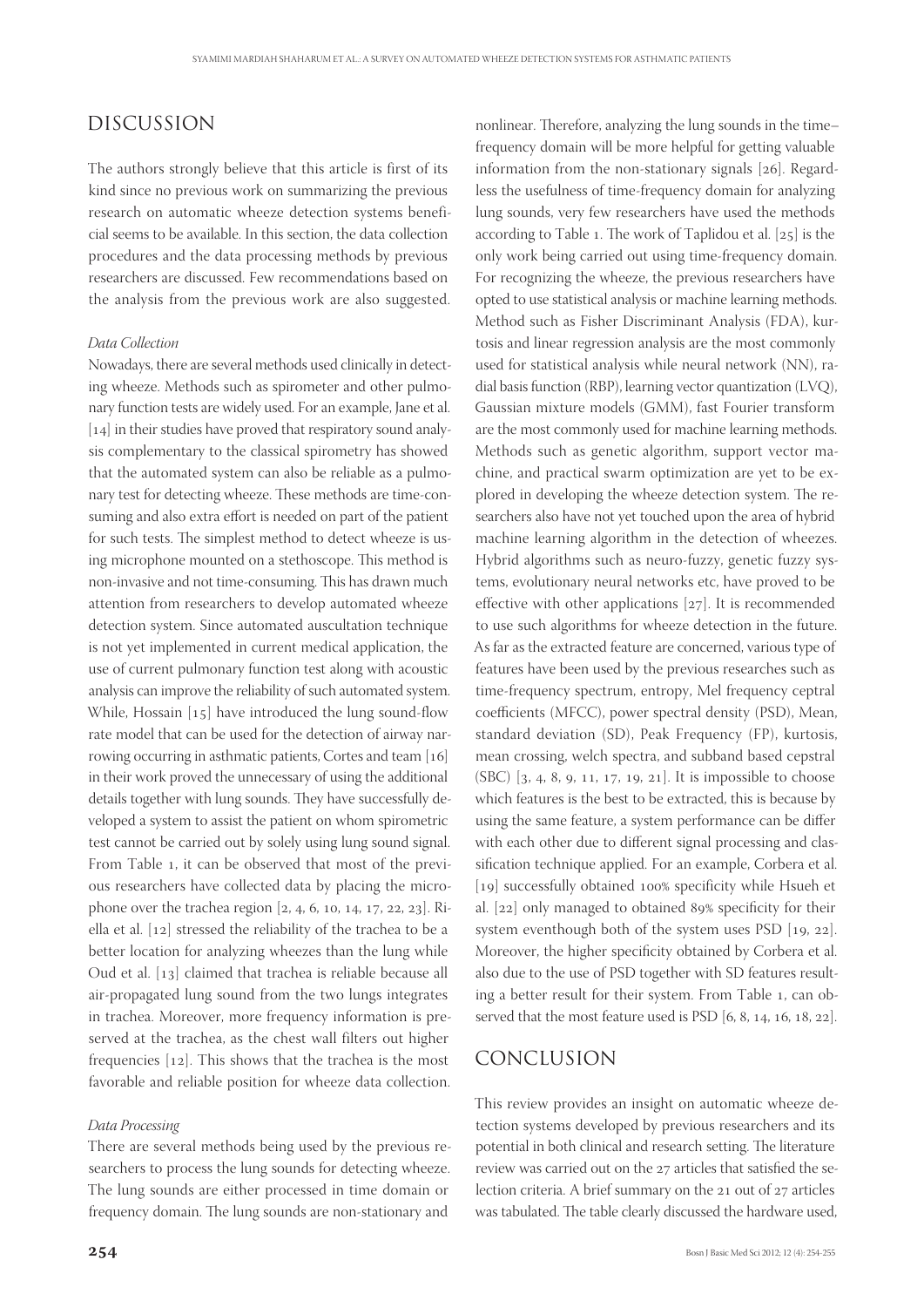# DISCUSSION

The authors strongly believe that this article is first of its kind since no previous work on summarizing the previous research on automatic wheeze detection systems beneficial seems to be available. In this section, the data collection procedures and the data processing methods by previous researchers are discussed. Few recommendations based on the analysis from the previous work are also suggested.

*Data Collection*

Nowadays, there are several methods used clinically in detecting wheeze. Methods such as spirometer and other pulmonary function tests are widely used. For an example, Jane et al. [14] in their studies have proved that respiratory sound analysis complementary to the classical spirometry has showed that the automated system can also be reliable as a pulmonary test for detecting wheeze. These methods are time-consuming and also extra effort is needed on part of the patient for such tests. The simplest method to detect wheeze is using microphone mounted on a stethoscope. This method is non-invasive and not time-consuming. This has drawn much attention from researchers to develop automated wheeze detection system. Since automated auscultation technique is not yet implemented in current medical application, the use of current pulmonary function test along with acoustic analysis can improve the reliability of such automated system. While, Hossain [15] have introduced the lung sound-flow rate model that can be used for the detection of airway narrowing occurring in asthmatic patients, Cortes and team [16] in their work proved the unnecessary of using the additional details together with lung sounds. They have successfully developed a system to assist the patient on whom spirometric test cannot be carried out by solely using lung sound signal. From Table 1, it can be observed that most of the previous researchers have collected data by placing the microphone over the trachea region [2, 4, 6, 10, 14, 17, 22, 23]. Riella et al. [12] stressed the reliability of the trachea to be a better location for analyzing wheezes than the lung while Oud et al. [13] claimed that trachea is reliable because all air-propagated lung sound from the two lungs integrates in trachea. Moreover, more frequency information is preserved at the trachea, as the chest wall filters out higher frequencies [12]. This shows that the trachea is the most favorable and reliable position for wheeze data collection.

*Data Processing*

There are several methods being used by the previous researchers to process the lung sounds for detecting wheeze. The lung sounds are either processed in time domain or frequency domain. The lung sounds are non-stationary and nonlinear. Therefore, analyzing the lung sounds in the time–frequency domain will be more helpful for getting valuable information from the non-stationary signals [26]. Regardless the usefulness of time-frequency domain for analyzing lung sounds, very few researchers have used the methods according to Table 1. The work of Taplidou et al. [25] is the only work being carried out using time-frequency domain. For recognizing the wheeze, the previous researchers have opted to use statistical analysis or machine learning methods. Method such as Fisher Discriminant Analysis (FDA), kurtosis and linear regression analysis are the most commonly used for statistical analysis while neural network (NN), radial basis function (RBP), learning vector quantization (LVQ), Gaussian mixture models (GMM), fast Fourier transform are the most commonly used for machine learning methods. Methods such as genetic algorithm, support vector machine, and practical swarm optimization are yet to be explored in developing the wheeze detection system. The researchers also have not yet touched upon the area of hybrid machine learning algorithm in the detection of wheezes. Hybrid algorithms such as neuro-fuzzy, genetic fuzzy systems, evolutionary neural networks etc, have proved to be effective with other applications [27]. It is recommended to use such algorithms for wheeze detection in the future. As far as the extracted feature are concerned, various type of features have been used by the previous researches such as time-frequency spectrum, entropy, Mel frequency ceptral coefficients (MFCC), power spectral density (PSD), Mean, standard deviation (SD), Peak Frequency (FP), kurtosis, mean crossing, welch spectra, and subband based cepstral (SBC) [3, 4, 8, 9, 11, 17, 19, 21]. It is impossible to choose which features is the best to be extracted, this is because by using the same feature, a system performance can be differ with each other due to different signal processing and classification technique applied. For an example, Corbera et al. [19] successfully obtained 100% specificity while Hsueh et al. [22] only managed to obtained 89% specificity for their system eventhough both of the system uses PSD [19, 22]. Moreover, the higher specificity obtained by Corbera et al. also due to the use of PSD together with SD features resulting a better result for their system. From Table 1, can observed that the most feature used is PSD [6, 8, 14, 16, 18, 22].

# CONCLUSION

This review provides an insight on automatic wheeze detection systems developed by previous researchers and its potential in both clinical and research setting. The literature review was carried out on the 27 articles that satisfied the selection criteria. A brief summary on the 21 out of 27 articles was tabulated. The table clearly discussed the hardware used,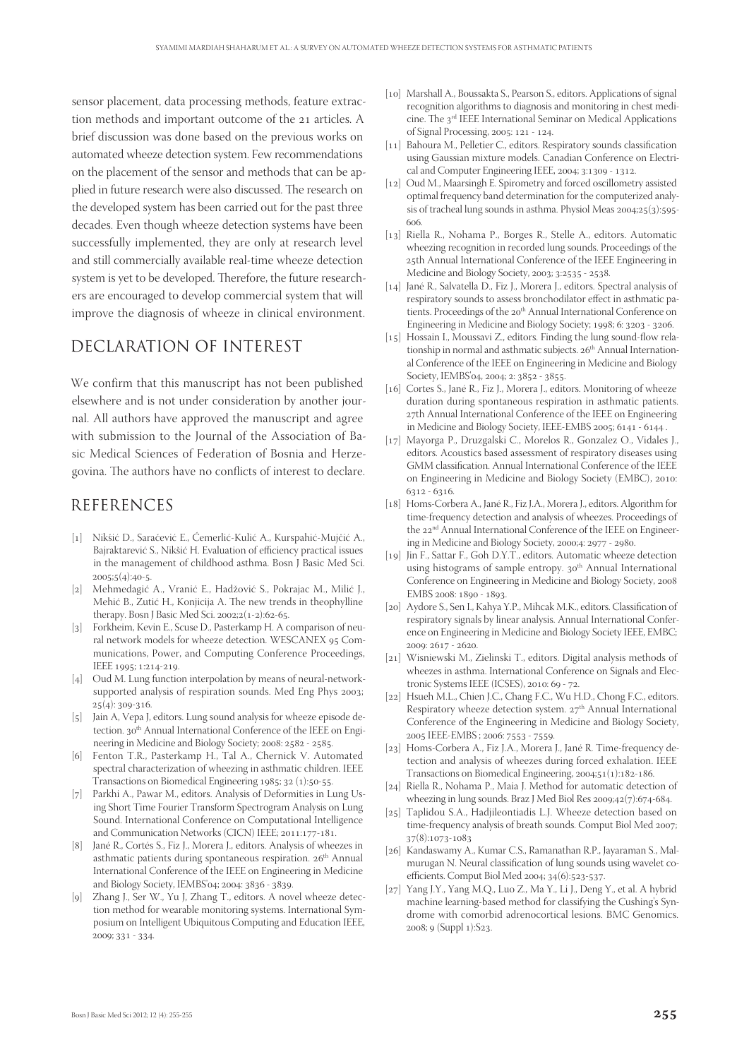sensor placement, data processing methods, feature extraction methods and important outcome of the 21 articles. A brief discussion was done based on the previous works on automated wheeze detection system. Few recommendations on the placement of the sensor and methods that can be applied in future research were also discussed. The research on the developed system has been carried out for the past three decades. Even though wheeze detection systems have been successfully implemented, they are only at research level and still commercially available real-time wheeze detection system is yet to be developed. Therefore, the future researchers are encouraged to develop commercial system that will improve the diagnosis of wheeze in clinical environment.

## DECLARATION OF INTEREST

We confirm that this manuscript has not been published elsewhere and is not under consideration by another journal. All authors have approved the manuscript and agree with submission to the Journal of the Association of Basic Medical Sciences of Federation of Bosnia and Herzegovina. The authors have no conflicts of interest to declare.

## REFERENCES

[1] Nikšić D., Saračević E., Čemerlić-Kulić A., Kurspahić-Mujčić A., Bajraktarević S., Nikšić H. Evaluation of efficiency practical issues in the management of childhood asthma. Bosn J Basic Med Sci. 2005;5(4):40-5.

[2] Mehmedagić A., Vranić E., Hadžović S., Pokrajac M., Milić J., Mehić B., Zutić H., Konjicija A. The new trends in theophylline therapy. Bosn J Basic Med Sci. 2002;2(1-2):62-65.

[3] Forkheim, Kevin E., Scuse D., Pasterkamp H. A comparison of neural network models for wheeze detection. WESCANEX 95 Communications, Power, and Computing Conference Proceedings, IEEE 1995; 1:214-219.

[4] Oud M. Lung function interpolation by means of neural-network-supported analysis of respiration sounds. Med Eng Phys 2003; 25(4): 309-316.

[5] Jain A, Vepa J, editors. Lung sound analysis for wheeze episode detection. 30th Annual International Conference of the IEEE on Engineering in Medicine and Biology Society; 2008: 2582 - 2585.

[6] Fenton T.R., Pasterkamp H., Tal A., Chernick V. Automated spectral characterization of wheezing in asthmatic children. IEEE Transactions on Biomedical Engineering 1985; 32 (1):50-55.

[7] Parkhi A., Pawar M., editors. Analysis of Deformities in Lung Using Short Time Fourier Transform Spectrogram Analysis on Lung Sound. International Conference on Computational Intelligence and Communication Networks (CICN) IEEE; 2011:177-181.

[8] Jané R., Cortés S., Fiz J., Morera J., editors. Analysis of wheezes in asthmatic patients during spontaneous respiration. 26th Annual International Conference of the IEEE on Engineering in Medicine and Biology Society, IEMBS'04; 2004: 3836 - 3839.

[9] Zhang J., Ser W., Yu J, Zhang T., editors. A novel wheeze detection method for wearable monitoring systems. International Symposium on Intelligent Ubiquitous Computing and Education IEEE, 2009; 331 - 334.

[10] Marshall A., Boussakta S., Pearson S., editors. Applications of signal recognition algorithms to diagnosis and monitoring in chest medicine. The 3rd IEEE International Seminar on Medical Applications of Signal Processing, 2005: 121 - 124.

[11] Bahoura M., Pelletier C., editors. Respiratory sounds classification using Gaussian mixture models. Canadian Conference on Electrical and Computer Engineering IEEE, 2004; 3:1309 - 1312.

[12] Oud M., Maarsingh E. Spirometry and forced oscillometry assisted optimal frequency band determination for the computerized analysis of tracheal lung sounds in asthma. Physiol Meas 2004;25(3):595-606.

[13] Riella R., Nohama P., Borges R., Stelle A., editors. Automatic wheezing recognition in recorded lung sounds. Proceedings of the 25th Annual International Conference of the IEEE Engineering in Medicine and Biology Society, 2003; 3:2535 - 2538.

[14] Jané R., Salvatella D., Fiz J., Morera J., editors. Spectral analysis of respiratory sounds to assess bronchodilator effect in asthmatic patients. Proceedings of the 20th Annual International Conference on Engineering in Medicine and Biology Society; 1998; 6: 3203 - 3206.

[15] Hossain I., Moussavi Z., editors. Finding the lung sound-flow relationship in normal and asthmatic subjects. 26th Annual International Conference of the IEEE on Engineering in Medicine and Biology Society, IEMBS'04, 2004; 2: 3852 - 3855.

[16] Cortes S., Jané R., Fiz J., Morera J., editors. Monitoring of wheeze duration during spontaneous respiration in asthmatic patients. 27th Annual International Conference of the IEEE on Engineering in Medicine and Biology Society, IEEE-EMBS 2005; 6141 - 6144 .

[17] Mayorga P., Druzgalski C., Morelos R., Gonzalez O., Vidales J., editors. Acoustics based assessment of respiratory diseases using GMM classification. Annual International Conference of the IEEE on Engineering in Medicine and Biology Society (EMBC), 2010: 6312 - 6316.

[18] Homs-Corbera A., Jané R., Fiz J.A., Morera J., editors. Algorithm for time-frequency detection and analysis of wheezes. Proceedings of the 22nd Annual International Conference of the IEEE on Engineering in Medicine and Biology Society, 2000;4: 2977 - 2980.

[19] Jin F., Sattar F., Goh D.Y.T., editors. Automatic wheeze detection using histograms of sample entropy. 30th Annual International Conference on Engineering in Medicine and Biology Society, 2008 EMBS 2008: 1890 - 1893.

[20] Aydore S., Sen I., Kahya Y.P., Mihcak M.K., editors. Classification of respiratory signals by linear analysis. Annual International Conference on Engineering in Medicine and Biology Society IEEE, EMBC; 2009: 2617 - 2620.

[21] Wisniewski M., Zielinski T., editors. Digital analysis methods of wheezes in asthma. International Conference on Signals and Electronic Systems IEEE (ICSES), 2010: 69 - 72.

[22] Hsueh M.L., Chien J.C., Chang F.C., Wu H.D., Chong F.C., editors. Respiratory wheeze detection system. 27th Annual International Conference of the Engineering in Medicine and Biology Society, 2005 IEEE-EMBS ; 2006: 7553 - 7559.

[23] Homs-Corbera A., Fiz J.A., Morera J., Jané R. Time-frequency detection and analysis of wheezes during forced exhalation. IEEE Transactions on Biomedical Engineering, 2004;51(1):182-186.

[24] Riella R., Nohama P., Maia J. Method for automatic detection of wheezing in lung sounds. Braz J Med Biol Res 2009;42(7):674-684.

[25] Taplidou S.A., Hadjileontiadis L.J. Wheeze detection based on time-frequency analysis of breath sounds. Comput Biol Med 2007; 37(8):1073-1083

[26] Kandaswamy A., Kumar C.S., Ramanathan R.P., Jayaraman S., Malmurugan N. Neural classification of lung sounds using wavelet coefficients. Comput Biol Med 2004; 34(6):523-537.

[27] Yang J.Y., Yang M.Q., Luo Z., Ma Y., Li J., Deng Y., et al. A hybrid machine learning-based method for classifying the Cushing's Syndrome with comorbid adrenocortical lesions. BMC Genomics. 2008; 9 (Suppl 1):S23.